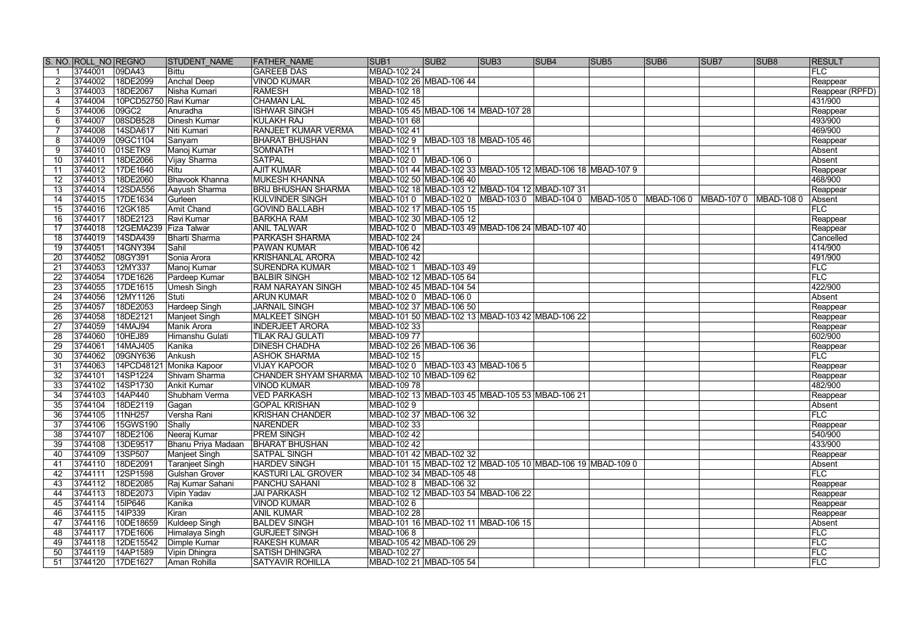| S. NO. | ROLL_NO | REGNO | STUDENT_NAME | FATHER_NAME | SUB1 | SUB2 | SUB3 | SUB4 | SUB5 | SUB6 | SUB7 | SUB8 | RESULT |
|---|---|---|---|---|---|---|---|---|---|---|---|---|---|
| 1 | 3744001 | 09DA43 | Bittu | GAREEB DAS | MBAD-102 24 | | | | | | | | FLC |
| 2 | 3744002 | 18DE2099 | Anchal Deep | VINOD KUMAR | MBAD-102 26 | MBAD-106 44 | | | | | | | Reappear |
| 3 | 3744003 | 18DE2067 | Nisha Kumari | RAMESH | MBAD-102 18 | | | | | | | | Reappear (RPFD) |
| 4 | 3744004 | 10PCD52750 | Ravi Kumar | CHAMAN LAL | MBAD-102 45 | | | | | | | | 431/900 |
| 5 | 3744006 | 09GC2 | Anuradha | ISHWAR SINGH | MBAD-105 45 | MBAD-106 14 | MBAD-107 28 | | | | | | Reappear |
| 6 | 3744007 | 08SDB528 | Dinesh Kumar | KULAKH RAJ | MBAD-101 68 | | | | | | | | 493/900 |
| 7 | 3744008 | 14SDA617 | Niti Kumari | RANJEET KUMAR VERMA | MBAD-102 41 | | | | | | | | 469/900 |
| 8 | 3744009 | 09GC1104 | Sanyam | BHARAT BHUSHAN | MBAD-102 9 | MBAD-103 18 | MBAD-105 46 | | | | | | Reappear |
| 9 | 3744010 | 01SETK9 | Manoj Kumar | SOMNATH | MBAD-102 11 | | | | | | | | Absent |
| 10 | 3744011 | 18DE2066 | Vijay Sharma | SATPAL | MBAD-102 0 | MBAD-106 0 | | | | | | | Absent |
| 11 | 3744012 | 17DE1640 | Ritu | AJIT KUMAR | MBAD-101 44 | MBAD-102 33 | MBAD-105 12 | MBAD-106 18 | MBAD-107 9 | | | | Reappear |
| 12 | 3744013 | 18DE2060 | Bhavook Khanna | MUKESH KHANNA | MBAD-102 50 | MBAD-106 40 | | | | | | | 468/900 |
| 13 | 3744014 | 12SDA556 | Aayush Sharma | BRIJ BHUSHAN SHARMA | MBAD-102 18 | MBAD-103 12 | MBAD-104 12 | MBAD-107 31 | | | | | Reappear |
| 14 | 3744015 | 17DE1634 | Gurleen | KULVINDER SINGH | MBAD-101 0 | MBAD-102 0 | MBAD-103 0 | MBAD-104 0 | MBAD-105 0 | MBAD-106 0 | MBAD-107 0 | MBAD-108 0 | Absent |
| 15 | 3744016 | 12GK185 | Amit Chand | GOVIND BALLABH | MBAD-102 17 | MBAD-105 15 | | | | | | | FLC |
| 16 | 3744017 | 18DE2123 | Ravi Kumar | BARKHA RAM | MBAD-102 30 | MBAD-105 12 | | | | | | | Reappear |
| 17 | 3744018 | 12GEMA239 | Fiza Talwar | ANIL TALWAR | MBAD-102 0 | MBAD-103 49 | MBAD-106 24 | MBAD-107 40 | | | | | Reappear |
| 18 | 3744019 | 14SDA439 | Bharti Sharma | PARKASH SHARMA | MBAD-102 24 | | | | | | | | Cancelled |
| 19 | 3744051 | 14GNY394 | Sahil | PAWAN KUMAR | MBAD-106 42 | | | | | | | | 414/900 |
| 20 | 3744052 | 08GY391 | Sonia Arora | KRISHANLAL ARORA | MBAD-102 42 | | | | | | | | 491/900 |
| 21 | 3744053 | 12MY337 | Manoj Kumar | SURENDRA KUMAR | MBAD-102 1 | MBAD-103 49 | | | | | | | FLC |
| 22 | 3744054 | 17DE1626 | Pardeep Kumar | BALBIR SINGH | MBAD-102 12 | MBAD-105 64 | | | | | | | FLC |
| 23 | 3744055 | 17DE1615 | Umesh Singh | RAM NARAYAN SINGH | MBAD-102 45 | MBAD-104 54 | | | | | | | 422/900 |
| 24 | 3744056 | 12MY1126 | Stuti | ARUN KUMAR | MBAD-102 0 | MBAD-106 0 | | | | | | | Absent |
| 25 | 3744057 | 18DE2053 | Hardeep Singh | JARNAIL SINGH | MBAD-102 37 | MBAD-106 50 | | | | | | | Reappear |
| 26 | 3744058 | 18DE2121 | Manjeet Singh | MALKEET SINGH | MBAD-101 50 | MBAD-102 13 | MBAD-103 42 | MBAD-106 22 | | | | | Reappear |
| 27 | 3744059 | 14MAJ94 | Manik Arora | INDERJEET ARORA | MBAD-102 33 | | | | | | | | Reappear |
| 28 | 3744060 | 10HEJ89 | Himanshu Gulati | TILAK RAJ GULATI | MBAD-109 77 | | | | | | | | 602/900 |
| 29 | 3744061 | 14MAJ405 | Kanika | DINESH CHADHA | MBAD-102 26 | MBAD-106 36 | | | | | | | Reappear |
| 30 | 3744062 | 09GNY636 | Ankush | ASHOK SHARMA | MBAD-102 15 | | | | | | | | FLC |
| 31 | 3744063 | 14PCD48121 | Monika Kapoor | VIJAY KAPOOR | MBAD-102 0 | MBAD-103 43 | MBAD-106 5 | | | | | | Reappear |
| 32 | 3744101 | 14SP1224 | Shivam Sharma | CHANDER SHYAM SHARMA | MBAD-102 10 | MBAD-109 62 | | | | | | | Reappear |
| 33 | 3744102 | 14SP1730 | Ankit Kumar | VINOD KUMAR | MBAD-109 78 | | | | | | | | 482/900 |
| 34 | 3744103 | 14AP440 | Shubham Verma | VED PARKASH | MBAD-102 13 | MBAD-103 45 | MBAD-105 53 | MBAD-106 21 | | | | | Reappear |
| 35 | 3744104 | 18DE2119 | Gagan | GOPAL KRISHAN | MBAD-102 9 | | | | | | | | Absent |
| 36 | 3744105 | 11NH257 | Versha Rani | KRISHAN CHANDER | MBAD-102 37 | MBAD-106 32 | | | | | | | FLC |
| 37 | 3744106 | 15GWS190 | Shally | NARENDER | MBAD-102 33 | | | | | | | | Reappear |
| 38 | 3744107 | 18DE2106 | Neeraj Kumar | PREM SINGH | MBAD-102 42 | | | | | | | | 540/900 |
| 39 | 3744108 | 13DE9517 | Bhanu Priya Madaan | BHARAT BHUSHAN | MBAD-102 42 | | | | | | | | 433/900 |
| 40 | 3744109 | 13SP507 | Manjeet Singh | SATPAL SINGH | MBAD-101 42 | MBAD-102 32 | | | | | | | Reappear |
| 41 | 3744110 | 18DE2091 | Taranjeet Singh | HARDEV SINGH | MBAD-101 15 | MBAD-102 12 | MBAD-105 10 | MBAD-106 19 | MBAD-109 0 | | | | Absent |
| 42 | 3744111 | 12SP1598 | Gulshan Grover | KASTURI LAL GROVER | MBAD-102 34 | MBAD-105 48 | | | | | | | FLC |
| 43 | 3744112 | 18DE2085 | Raj Kumar Sahani | PANCHU SAHANI | MBAD-102 8 | MBAD-106 32 | | | | | | | Reappear |
| 44 | 3744113 | 18DE2073 | Vipin Yadav | JAI PARKASH | MBAD-102 12 | MBAD-103 54 | MBAD-106 22 | | | | | | Reappear |
| 45 | 3744114 | 15IP646 | Kanika | VINOD KUMAR | MBAD-102 6 | | | | | | | | Reappear |
| 46 | 3744115 | 14IP339 | Kiran | ANIL KUMAR | MBAD-102 28 | | | | | | | | Reappear |
| 47 | 3744116 | 10DE18659 | Kuldeep Singh | BALDEV SINGH | MBAD-101 16 | MBAD-102 11 | MBAD-106 15 | | | | | | Absent |
| 48 | 3744117 | 17DE1606 | Himalaya Singh | GURJEET SINGH | MBAD-106 8 | | | | | | | | FLC |
| 49 | 3744118 | 12DE15542 | Dimple Kumar | RAKESH KUMAR | MBAD-105 42 | MBAD-106 29 | | | | | | | FLC |
| 50 | 3744119 | 14AP1589 | Vipin Dhingra | SATISH DHINGRA | MBAD-102 27 | | | | | | | | FLC |
| 51 | 3744120 | 17DE1627 | Aman Rohilla | SATYAVIR ROHILLA | MBAD-102 21 | MBAD-105 54 | | | | | | | FLC |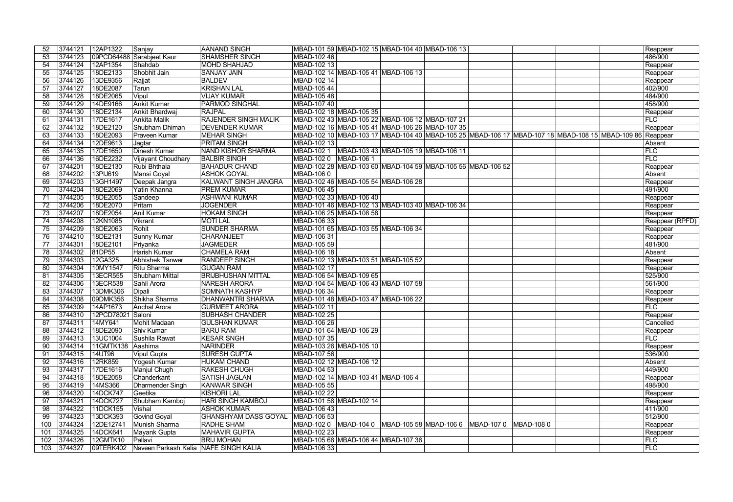| | | | | | | | | | | | | | |
|---|---|---|---|---|---|---|---|---|---|---|---|---|---|
| 52 | 3744121 | 12AP1322 | Sanjay | AANAND SINGH | MBAD-101 59 | MBAD-102 15 | MBAD-104 40 | MBAD-106 13 | | | | | Reappear |
| 53 | 3744123 | 09PCD64488 | Sarabjeet Kaur | SHAMSHER SINGH | MBAD-102 46 | | | | | | | | 486/900 |
| 54 | 3744124 | 12AP1354 | Shahdab | MOHD SHAHJAD | MBAD-102 13 | | | | | | | | Reappear |
| 55 | 3744125 | 18DE2133 | Shobhit Jain | SANJAY JAIN | MBAD-102 14 | MBAD-105 41 | MBAD-106 13 | | | | | | Reappear |
| 56 | 3744126 | 13DE9356 | Rajjat | BALDEV | MBAD-102 14 | | | | | | | | Reappear |
| 57 | 3744127 | 18DE2087 | Tarun | KRISHAN LAL | MBAD-105 44 | | | | | | | | 402/900 |
| 58 | 3744128 | 18DE2065 | Vipul | VIJAY KUMAR | MBAD-105 48 | | | | | | | | 484/900 |
| 59 | 3744129 | 14DE9166 | Ankit Kumar | PARMOD SINGHAL | MBAD-107 40 | | | | | | | | 458/900 |
| 60 | 3744130 | 18DE2134 | Ankit Bhardwaj | RAJPAL | MBAD-102 18 | MBAD-105 35 | | | | | | | Reappear |
| 61 | 3744131 | 17DE1617 | Ankita Malik | RAJENDER SINGH MALIK | MBAD-102 43 | MBAD-105 22 | MBAD-106 12 | MBAD-107 21 | | | | | FLC |
| 62 | 3744132 | 18DE2120 | Shubham Dhiman | DEVENDER KUMAR | MBAD-102 16 | MBAD-105 41 | MBAD-106 26 | MBAD-107 35 | | | | | Reappear |
| 63 | 3744133 | 18DE2093 | Praveen Kumar | MEHAR SINGH | MBAD-102 10 | MBAD-103 17 | MBAD-104 40 | MBAD-105 25 | MBAD-106 17 | MBAD-107 18 | MBAD-108 15 | MBAD-109 86 | Reappear |
| 64 | 3744134 | 12DE9613 | Jagtar | PRITAM SINGH | MBAD-102 13 | | | | | | | | Absent |
| 65 | 3744135 | 17DE1650 | Dinesh Kumar | NAND KISHOR SHARMA | MBAD-102 1 | MBAD-103 43 | MBAD-105 19 | MBAD-106 11 | | | | | FLC |
| 66 | 3744136 | 16DE2232 | Vijayant Choudhary | BALBIR SINGH | MBAD-102 0 | MBAD-106 1 | | | | | | | FLC |
| 67 | 3744201 | 18DE2130 | Rubi Bhthala | BAHADUR CHAND | MBAD-102 28 | MBAD-103 60 | MBAD-104 59 | MBAD-105 56 | MBAD-106 52 | | | | Reappear |
| 68 | 3744202 | 13PIJ619 | Mansi Goyal | ASHOK GOYAL | MBAD-106 0 | | | | | | | | Absent |
| 69 | 3744203 | 13GH1497 | Deepak Jangra | KALWANT SINGH JANGRA | MBAD-102 46 | MBAD-105 54 | MBAD-106 28 | | | | | | Reappear |
| 70 | 3744204 | 18DE2069 | Yatin Khanna | PREM KUMAR | MBAD-106 45 | | | | | | | | 491/900 |
| 71 | 3744205 | 18DE2055 | Sandeep | ASHWANI KUMAR | MBAD-102 33 | MBAD-106 40 | | | | | | | Reappear |
| 72 | 3744206 | 18DE2070 | Pritam | JOGENDER | MBAD-101 46 | MBAD-102 13 | MBAD-103 40 | MBAD-106 34 | | | | | Reappear |
| 73 | 3744207 | 18DE2054 | Anil Kumar | HOKAM SINGH | MBAD-106 25 | MBAD-108 58 | | | | | | | Reappear |
| 74 | 3744208 | 12KN1085 | Vikrant | MOTI LAL | MBAD-106 33 | | | | | | | | Reappear (RPFD) |
| 75 | 3744209 | 18DE2063 | Rohit | SUNDER SHARMA | MBAD-101 65 | MBAD-103 55 | MBAD-106 34 | | | | | | Reappear |
| 76 | 3744210 | 18DE2131 | Sunny Kumar | CHARANJEET | MBAD-106 31 | | | | | | | | Reappear |
| 77 | 3744301 | 18DE2101 | Priyanka | JAGMEDER | MBAD-105 59 | | | | | | | | 481/900 |
| 78 | 3744302 | 81DP55 | Harish Kumar | CHAMELA RAM | MBAD-106 18 | | | | | | | | Absent |
| 79 | 3744303 | 12GA325 | Abhishek Tanwer | RANDEEP SINGH | MBAD-102 13 | MBAD-103 51 | MBAD-105 52 | | | | | | Reappear |
| 80 | 3744304 | 10MY1547 | Ritu Sharma | GUGAN RAM | MBAD-102 17 | | | | | | | | Reappear |
| 81 | 3744305 | 13ECR555 | Shubham Mittal | BRIJBHUSHAN MITTAL | MBAD-106 54 | MBAD-109 65 | | | | | | | 525/900 |
| 82 | 3744306 | 13ECR538 | Sahil Arora | NARESH ARORA | MBAD-104 54 | MBAD-106 43 | MBAD-107 58 | | | | | | 561/900 |
| 83 | 3744307 | 13DMK306 | Dipali | SOMNATH KASHYP | MBAD-106 34 | | | | | | | | Reappear |
| 84 | 3744308 | 09DMK356 | Shikha Sharma | DHANWANTRI SHARMA | MBAD-101 48 | MBAD-103 47 | MBAD-106 22 | | | | | | Reappear |
| 85 | 3744309 | 14AP1673 | Anchal Arora | GURMEET ARORA | MBAD-102 11 | | | | | | | | FLC |
| 86 | 3744310 | 12PCD78021 | Saloni | SUBHASH CHANDER | MBAD-102 25 | | | | | | | | Reappear |
| 87 | 3744311 | 14MY641 | Mohit Madaan | GULSHAN KUMAR | MBAD-106 26 | | | | | | | | Cancelled |
| 88 | 3744312 | 18DE2090 | Shiv Kumar | BARU RAM | MBAD-101 64 | MBAD-106 29 | | | | | | | Reappear |
| 89 | 3744313 | 13UC1004 | Sushila Rawat | KESAR SNGH | MBAD-107 35 | | | | | | | | FLC |
| 90 | 3744314 | 11GMTK138 | Aashima | NARINDER | MBAD-103 26 | MBAD-105 10 | | | | | | | Reappear |
| 91 | 3744315 | 14UT96 | Vipul Gupta | SURESH GUPTA | MBAD-107 56 | | | | | | | | 536/900 |
| 92 | 3744316 | 12RK859 | Yogesh Kumar | HUKAM CHAND | MBAD-102 12 | MBAD-106 12 | | | | | | | Absent |
| 93 | 3744317 | 17DE1616 | Manjul Chugh | RAKESH CHUGH | MBAD-104 53 | | | | | | | | 449/900 |
| 94 | 3744318 | 18DE2058 | Chanderkant | SATISH JAGLAN | MBAD-102 14 | MBAD-103 41 | MBAD-106 4 | | | | | | Reappear |
| 95 | 3744319 | 14MS366 | Dharmender Singh | KANWAR SINGH | MBAD-105 55 | | | | | | | | 498/900 |
| 96 | 3744320 | 14DCK747 | Geetika | KISHORI LAL | MBAD-102 22 | | | | | | | | Reappear |
| 97 | 3744321 | 14DCK727 | Shubham Kamboj | HARI SINGH KAMBOJ | MBAD-101 58 | MBAD-102 14 | | | | | | | Reappear |
| 98 | 3744322 | 11DCK155 | Vishal | ASHOK KUMAR | MBAD-106 43 | | | | | | | | 411/900 |
| 99 | 3744323 | 13DCK393 | Govind Goyal | GHANSHYAM DASS GOYAL | MBAD-106 53 | | | | | | | | 512/900 |
| 100 | 3744324 | 12DE12741 | Munish Sharma | RADHE SHAM | MBAD-102 0 | MBAD-104 0 | MBAD-105 58 | MBAD-106 6 | MBAD-107 0 | MBAD-108 0 | | | Reappear |
| 101 | 3744325 | 14DCK641 | Mayank Gupta | MAHAVIR GUPTA | MBAD-102 23 | | | | | | | | Reappear |
| 102 | 3744326 | 12GMTK10 | Pallavi | BRIJ MOHAN | MBAD-105 68 | MBAD-106 44 | MBAD-107 36 | | | | | | FLC |
| 103 | 3744327 | 09TERK402 | Naveen Parkash Kalia | NAFE SINGH KALIA | MBAD-106 33 | | | | | | | | FLC |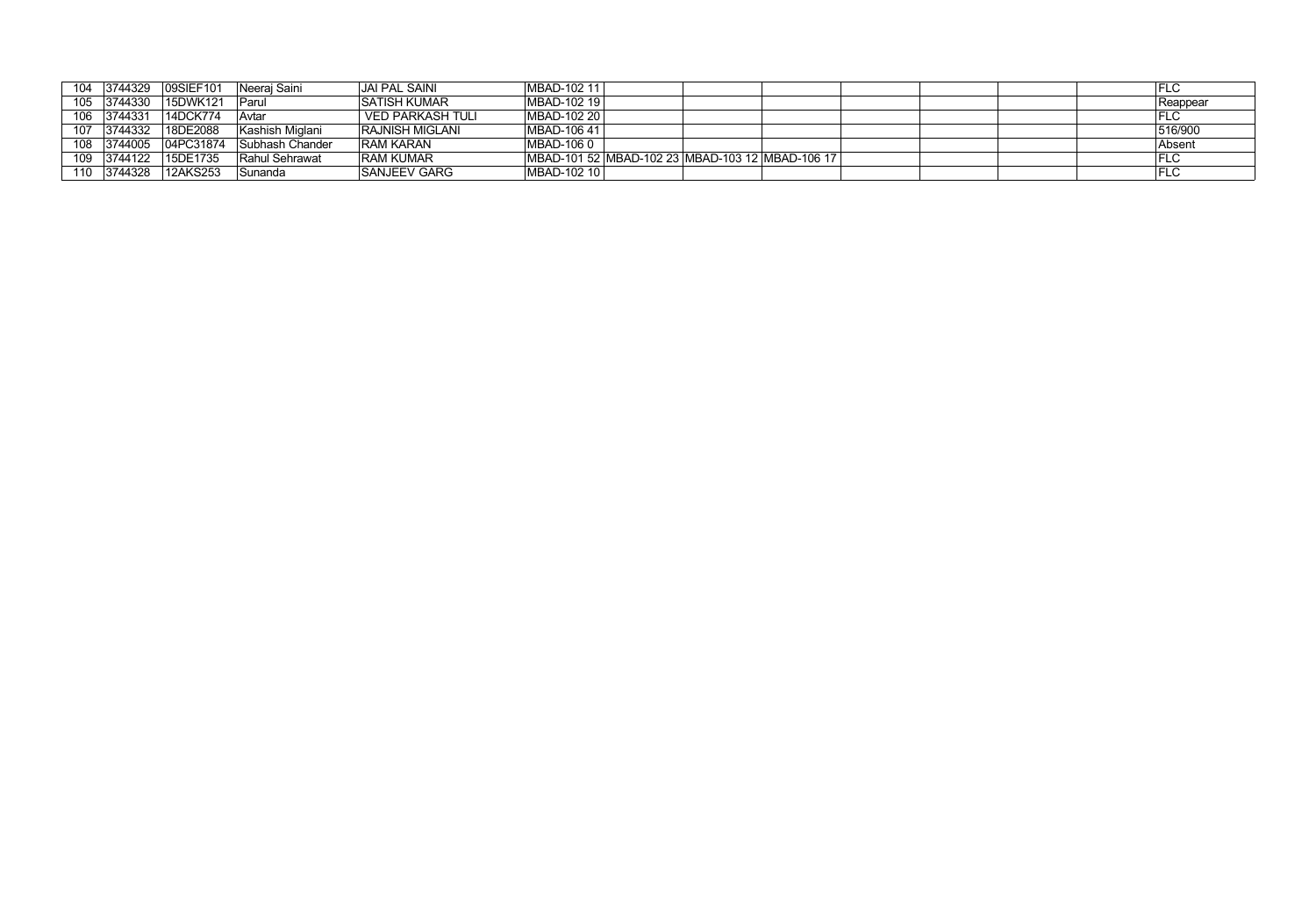| | | | | | | | | | | | | | |
|---|---|---|---|---|---|---|---|---|---|---|---|---|---|
| 104 | 3744329 | 09SIEF101 | Neeraj Saini | JAI PAL SAINI | MBAD-102 11 | | | | | | | | FLC |
| 105 | 3744330 | 15DWK121 | Parul | SATISH KUMAR | MBAD-102 19 | | | | | | | | Reappear |
| 106 | 3744331 | 14DCK774 | Avtar | VED PARKASH TULI | MBAD-102 20 | | | | | | | | FLC |
| 107 | 3744332 | 18DE2088 | Kashish Miglani | RAJNISH MIGLANI | MBAD-106 41 | | | | | | | | 516/900 |
| 108 | 3744005 | 04PC31874 | Subhash Chander | RAM KARAN | MBAD-106 0 | | | | | | | | Absent |
| 109 | 3744122 | 15DE1735 | Rahul Sehrawat | RAM KUMAR | MBAD-101 52 | MBAD-102 23 | MBAD-103 12 | MBAD-106 17 | | | | | FLC |
| 110 | 3744328 | 12AKS253 | Sunanda | SANJEEV GARG | MBAD-102 10 | | | | | | | | FLC |